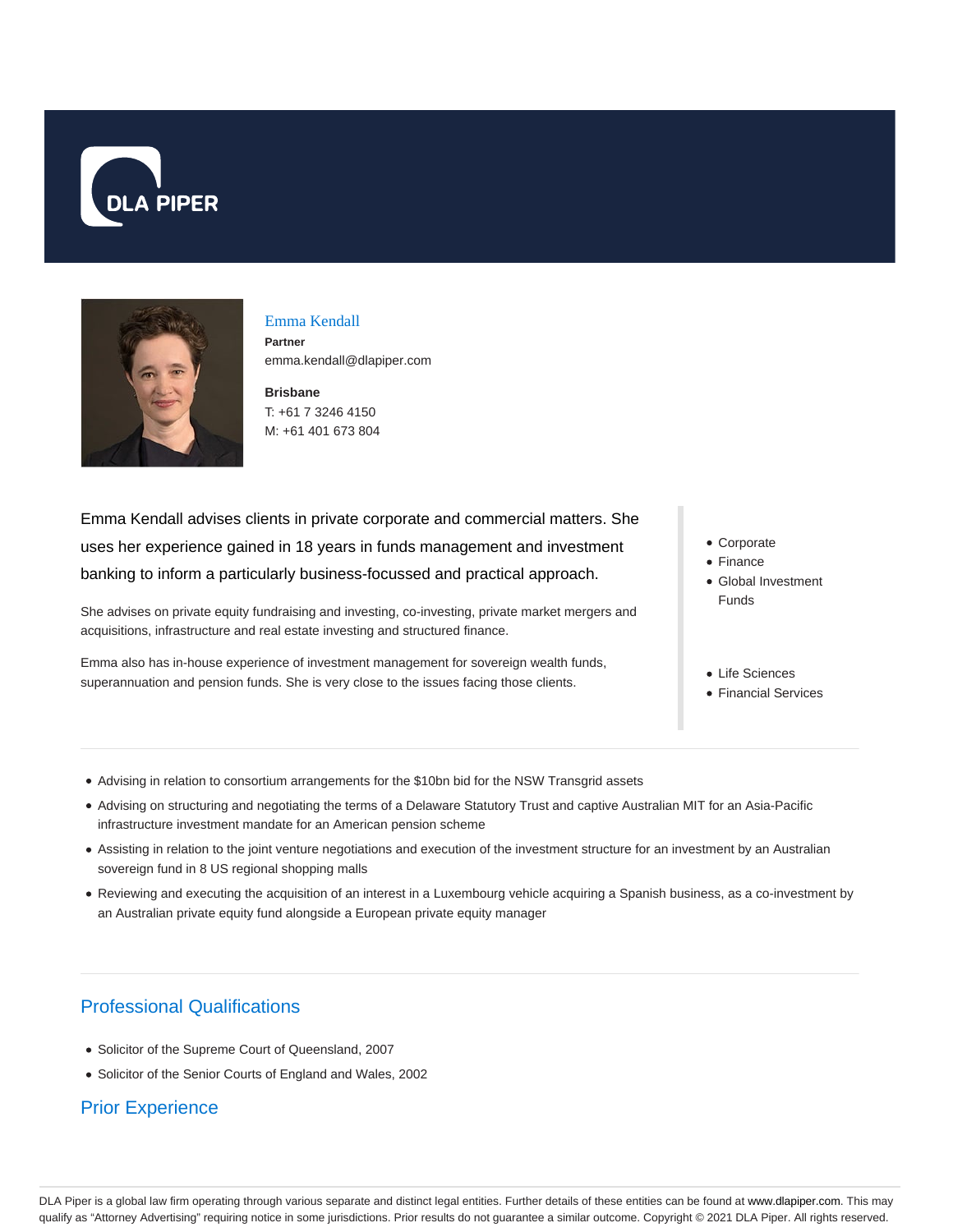# Emma Kendall

**Partner**

emma.kendall@dlapiper.com

**Brisbane**

T: +61 7 3246 4150

M: +61 401 673 804

Emma Kendall advises clients in private corporate and commercial matters. She uses her experience gained in 18 years in funds management and investment banking to inform a particularly business-focussed and practical approach.

She advises on private equity fundraising and investing, co-investing, private market mergers and acquisitions, infrastructure and real estate investing and structured finance.

Emma also has in-house experience of investment management for sovereign wealth funds, superannuation and pension funds. She is very close to the issues facing those clients.

- Corporate
- Finance
- Global Investment Funds

- Life Sciences
- Financial Services

- Advising in relation to consortium arrangements for the $10bn bid for the NSW Transgrid assets
- Advising on structuring and negotiating the terms of a Delaware Statutory Trust and captive Australian MIT for an Asia-Pacific infrastructure investment mandate for an American pension scheme
- Assisting in relation to the joint venture negotiations and execution of the investment structure for an investment by an Australian sovereign fund in 8 US regional shopping malls
- Reviewing and executing the acquisition of an interest in a Luxembourg vehicle acquiring a Spanish business, as a co-investment by an Australian private equity fund alongside a European private equity manager

## Professional Qualifications

- Solicitor of the Supreme Court of Queensland, 2007
- Solicitor of the Senior Courts of England and Wales, 2002

## Prior Experience

DLA Piper is a global law firm operating through various separate and distinct legal entities. Further details of these entities can be found at www.dlapiper.com. This may qualify as "Attorney Advertising" requiring notice in some jurisdictions. Prior results do not guarantee a similar outcome. Copyright © 2021 DLA Piper. All rights reserved.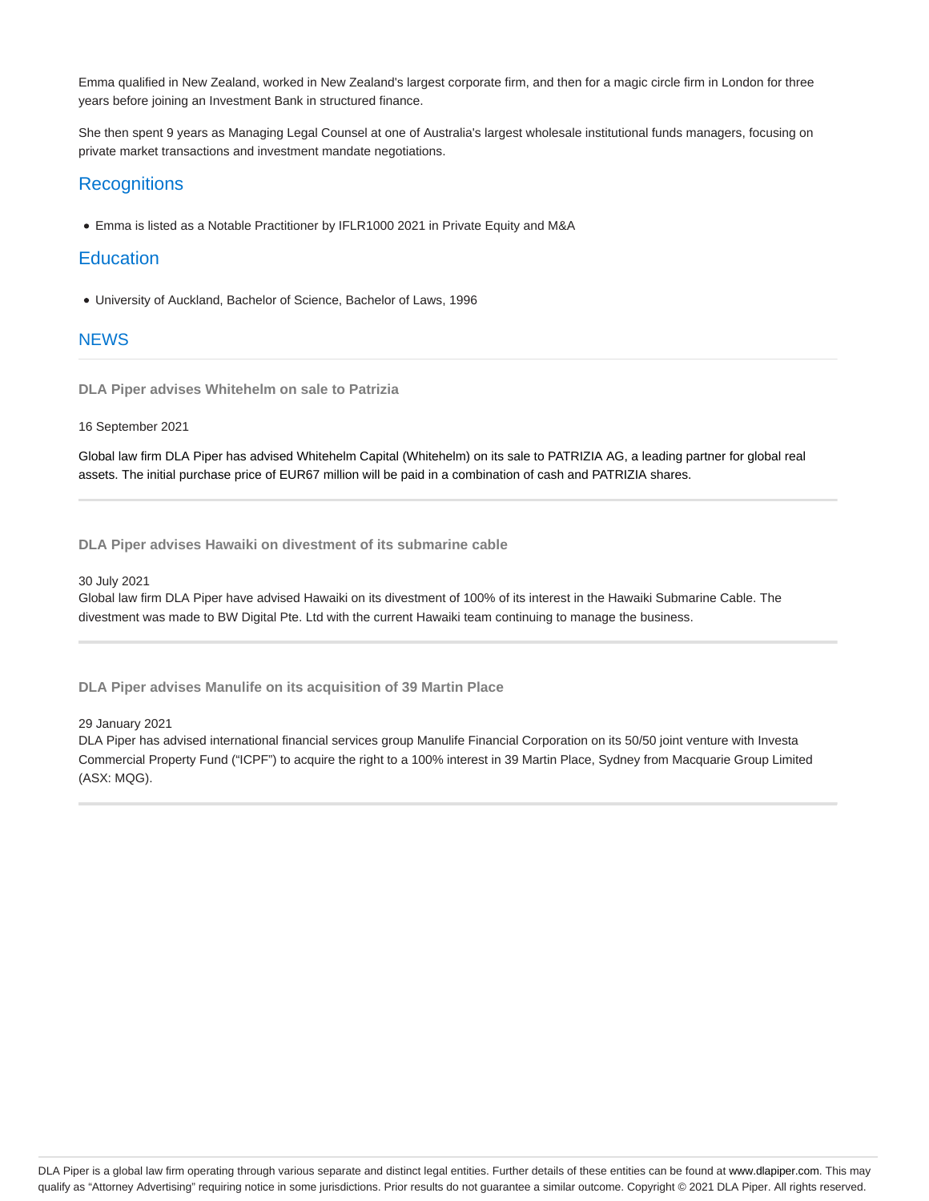Emma qualified in New Zealand, worked in New Zealand's largest corporate firm, and then for a magic circle firm in London for three years before joining an Investment Bank in structured finance.

She then spent 9 years as Managing Legal Counsel at one of Australia's largest wholesale institutional funds managers, focusing on private market transactions and investment mandate negotiations.

## Recognitions

- Emma is listed as a Notable Practitioner by IFLR1000 2021 in Private Equity and M&A

## Education

- University of Auckland, Bachelor of Science, Bachelor of Laws, 1996

## NEWS

### DLA Piper advises Whitehelm on sale to Patrizia

16 September 2021

Global law firm DLA Piper has advised Whitehelm Capital (Whitehelm) on its sale to PATRIZIA AG, a leading partner for global real assets. The initial purchase price of EUR67 million will be paid in a combination of cash and PATRIZIA shares.

---

### DLA Piper advises Hawaiki on divestment of its submarine cable

30 July 2021

Global law firm DLA Piper have advised Hawaiki on its divestment of 100% of its interest in the Hawaiki Submarine Cable. The divestment was made to BW Digital Pte. Ltd with the current Hawaiki team continuing to manage the business.

---

### DLA Piper advises Manulife on its acquisition of 39 Martin Place

29 January 2021

DLA Piper has advised international financial services group Manulife Financial Corporation on its 50/50 joint venture with Investa Commercial Property Fund ("ICPF") to acquire the right to a 100% interest in 39 Martin Place, Sydney from Macquarie Group Limited (ASX: MQG).

---

DLA Piper is a global law firm operating through various separate and distinct legal entities. Further details of these entities can be found at www.dlapiper.com. This may qualify as "Attorney Advertising" requiring notice in some jurisdictions. Prior results do not guarantee a similar outcome. Copyright © 2021 DLA Piper. All rights reserved.